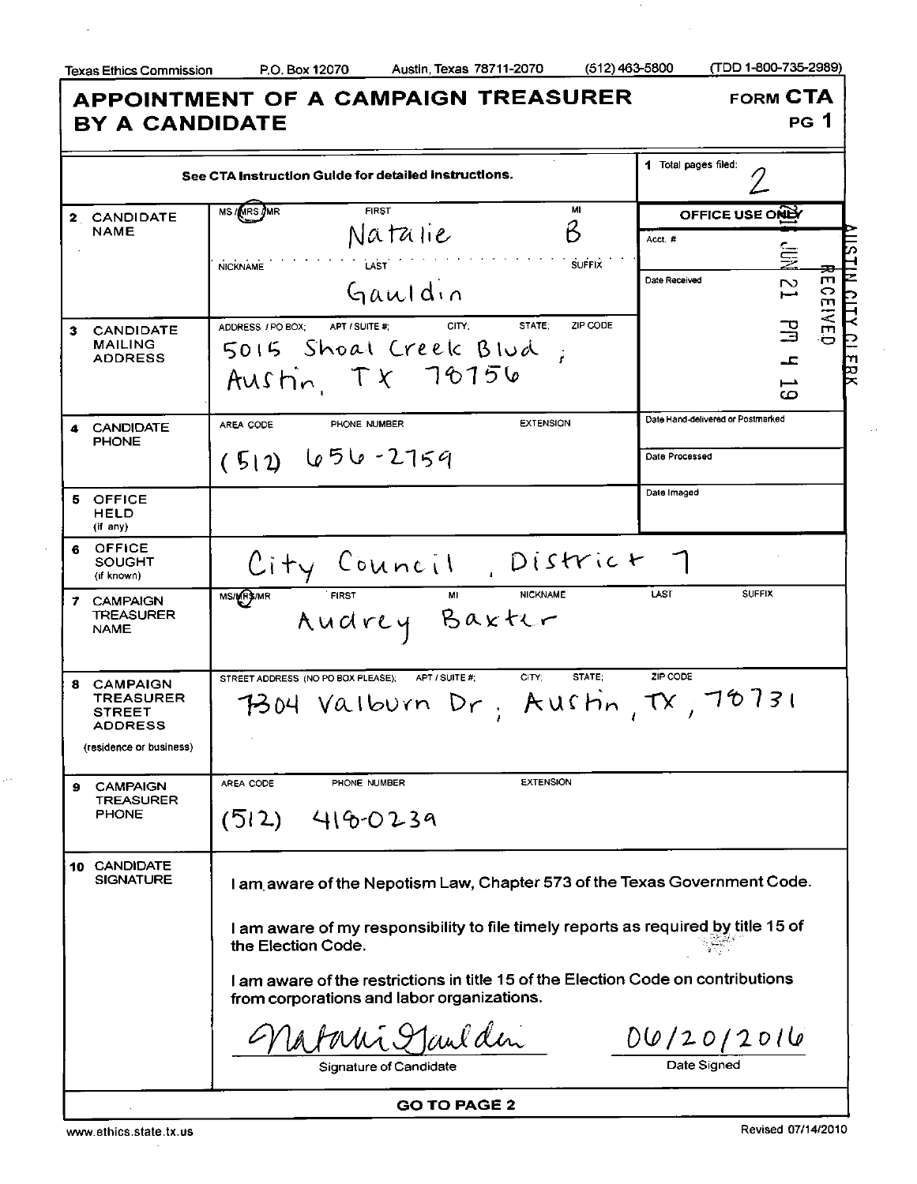Texas Ethics Commission P.O. Box 12070 Austin, Texas 78711-2070 (512) 463-5800 (TDD 1-800-735-2989)

# APPOINTMENT OF A CAMPAIGN TREASURER BY A CANDIDATE

**FORM CTA** PG 1

See CTA Instruction Guide for detailed instructions.

**1** Total pages filed: 2

| | | |
|---|---|---|
| **2 CANDIDATE NAME** | MS / (MRS) / MR — FIRST: Natalie — MI: B<br>NICKNAME — LAST: Gauldin — SUFFIX | **OFFICE USE ONLY**<br>Acct. #<br>Date Received: 2016 JUN 21 PM 4 19 RECEIVED AUSTIN CITY CLERK |
| **3 CANDIDATE MAILING ADDRESS** | ADDRESS / PO BOX; APT / SUITE #; CITY; STATE; ZIP CODE<br>5015 Shoal Creek Blvd ; Austin, TX 78756 | |
| **4 CANDIDATE PHONE** | AREA CODE / PHONE NUMBER / EXTENSION<br>(512) 656-2759 | Date Hand-delivered or Postmarked<br>Date Processed |
| **5 OFFICE HELD** (if any) | | Date Imaged |
| **6 OFFICE SOUGHT** (if known) | City Council , District 7 | |
| **7 CAMPAIGN TREASURER NAME** | MS/(MRS)/MR — FIRST / MI / NICKNAME / LAST / SUFFIX<br>Audrey Baxter | |
| **8 CAMPAIGN TREASURER STREET ADDRESS** (residence or business) | STREET ADDRESS (NO PO BOX PLEASE); APT / SUITE #; CITY; STATE; ZIP CODE<br>7304 Valburn Dr ; Austin , TX , 78731 | |
| **9 CAMPAIGN TREASURER PHONE** | AREA CODE / PHONE NUMBER / EXTENSION<br>(512) 418-0239 | |

**10 CANDIDATE SIGNATURE**

I am aware of the Nepotism Law, Chapter 573 of the Texas Government Code.

I am aware of my responsibility to file timely reports as required by title 15 of the Election Code.

I am aware of the restrictions in title 15 of the Election Code on contributions from corporations and labor organizations.

Natalie Gauldin — Signature of Candidate

06/20/2016 — Date Signed

**GO TO PAGE 2**

www.ethics.state.tx.us Revised 07/14/2010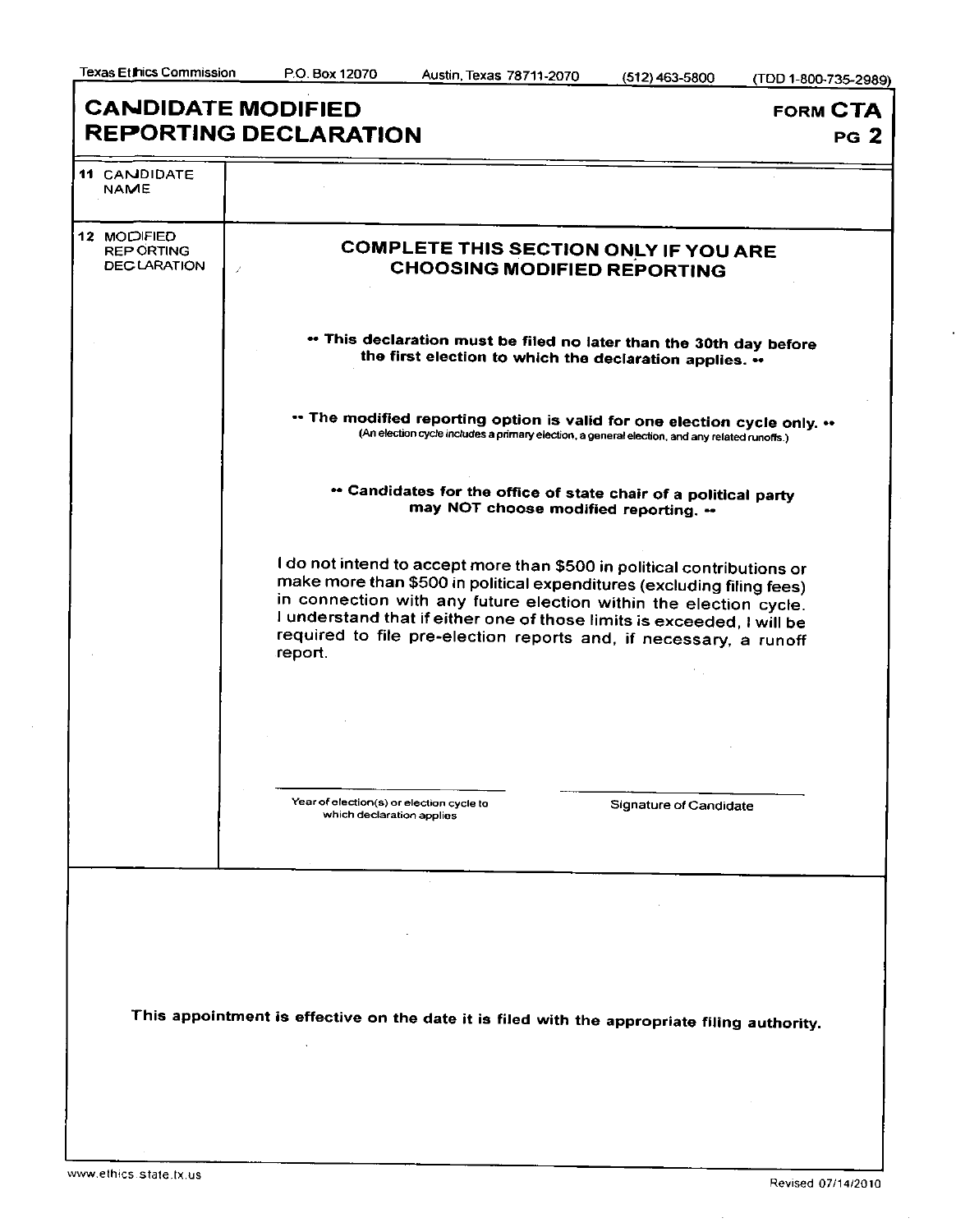Texas Ethics Commission P.O. Box 12070 Austin, Texas 78711-2070 (512) 463-5800 (TDD 1-800-735-2989)

# CANDIDATE MODIFIED REPORTING DECLARATION

**FORM CTA**
**PG 2**

| | |
|---|---|
| 11 CANDIDATE NAME | |
| 12 MODIFIED REPORTING DECLARATION | **COMPLETE THIS SECTION ONLY IF YOU ARE CHOOSING MODIFIED REPORTING**<br><br>**•• This declaration must be filed no later than the 30th day before the first election to which the declaration applies. ••**<br><br>**•• The modified reporting option is valid for one election cycle only. ••**<br>(An election cycle includes a primary election, a general election, and any related runoffs.)<br><br>**•• Candidates for the office of state chair of a political party may NOT choose modified reporting. ••**<br><br>I do not intend to accept more than $500 in political contributions or make more than $500 in political expenditures (excluding filing fees) in connection with any future election within the election cycle. I understand that if either one of those limits is exceeded, I will be required to file pre-election reports and, if necessary, a runoff report.<br><br>\_\_\_\_\_\_\_\_\_\_\_\_\_\_\_\_\_\_\_\_ Year of election(s) or election cycle to which declaration applies<br><br>\_\_\_\_\_\_\_\_\_\_\_\_\_\_\_\_\_\_\_\_ Signature of Candidate |

**This appointment is effective on the date it is filed with the appropriate filing authority.**

www.ethics.state.tx.us

Revised 07/14/2010